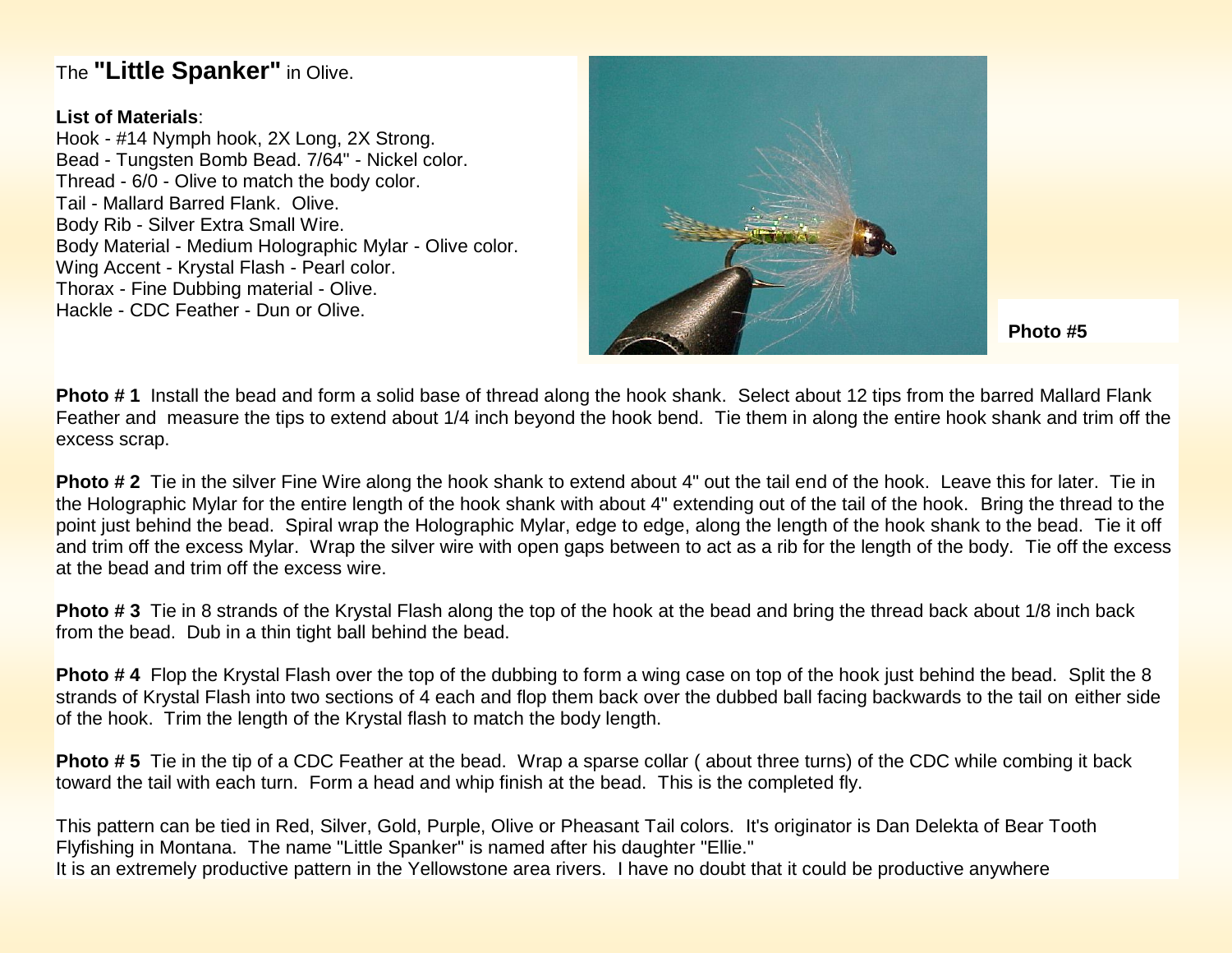The **"Little Spanker"** in Olive.

**List of Materials**:

Hook - #14 Nymph hook, 2X Long, 2X Strong.
Bead - Tungsten Bomb Bead. 7/64" - Nickel color.
Thread - 6/0 - Olive to match the body color.
Tail - Mallard Barred Flank. Olive.
Body Rib - Silver Extra Small Wire.
Body Material - Medium Holographic Mylar - Olive color.
Wing Accent - Krystal Flash - Pearl color.
Thorax - Fine Dubbing material - Olive.
Hackle - CDC Feather - Dun or Olive.

**Photo #5**

**Photo # 1** Install the bead and form a solid base of thread along the hook shank. Select about 12 tips from the barred Mallard Flank Feather and measure the tips to extend about 1/4 inch beyond the hook bend. Tie them in along the entire hook shank and trim off the excess scrap.

**Photo # 2** Tie in the silver Fine Wire along the hook shank to extend about 4" out the tail end of the hook. Leave this for later. Tie in the Holographic Mylar for the entire length of the hook shank with about 4" extending out of the tail of the hook. Bring the thread to the point just behind the bead. Spiral wrap the Holographic Mylar, edge to edge, along the length of the hook shank to the bead. Tie it off and trim off the excess Mylar. Wrap the silver wire with open gaps between to act as a rib for the length of the body. Tie off the excess at the bead and trim off the excess wire.

**Photo # 3** Tie in 8 strands of the Krystal Flash along the top of the hook at the bead and bring the thread back about 1/8 inch back from the bead. Dub in a thin tight ball behind the bead.

**Photo # 4** Flop the Krystal Flash over the top of the dubbing to form a wing case on top of the hook just behind the bead. Split the 8 strands of Krystal Flash into two sections of 4 each and flop them back over the dubbed ball facing backwards to the tail on either side of the hook. Trim the length of the Krystal flash to match the body length.

**Photo # 5** Tie in the tip of a CDC Feather at the bead. Wrap a sparse collar ( about three turns) of the CDC while combing it back toward the tail with each turn. Form a head and whip finish at the bead. This is the completed fly.

This pattern can be tied in Red, Silver, Gold, Purple, Olive or Pheasant Tail colors. It's originator is Dan Delekta of Bear Tooth Flyfishing in Montana. The name "Little Spanker" is named after his daughter "Ellie."
It is an extremely productive pattern in the Yellowstone area rivers. I have no doubt that it could be productive anywhere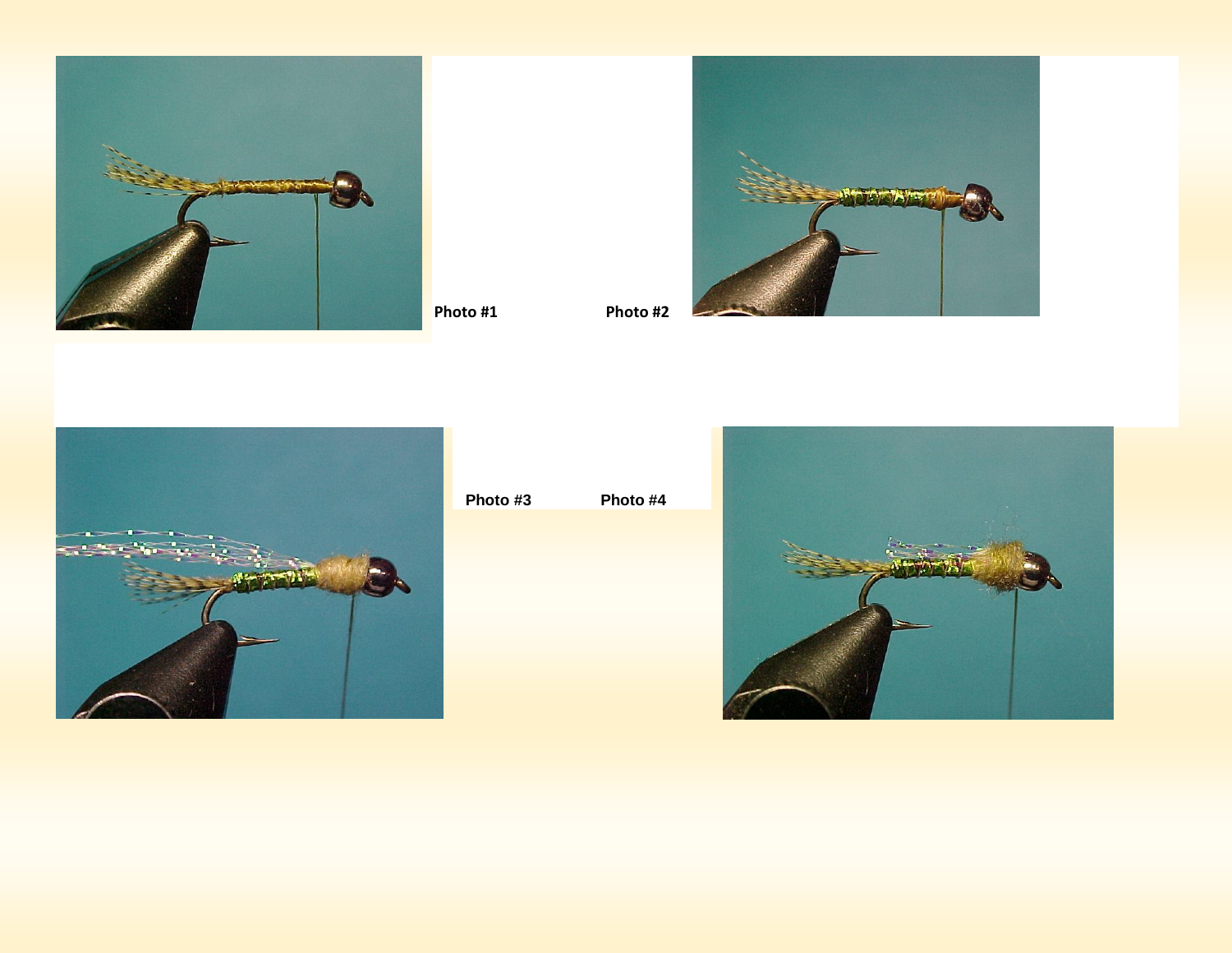Photo #1

Photo #2

Photo #3

Photo #4